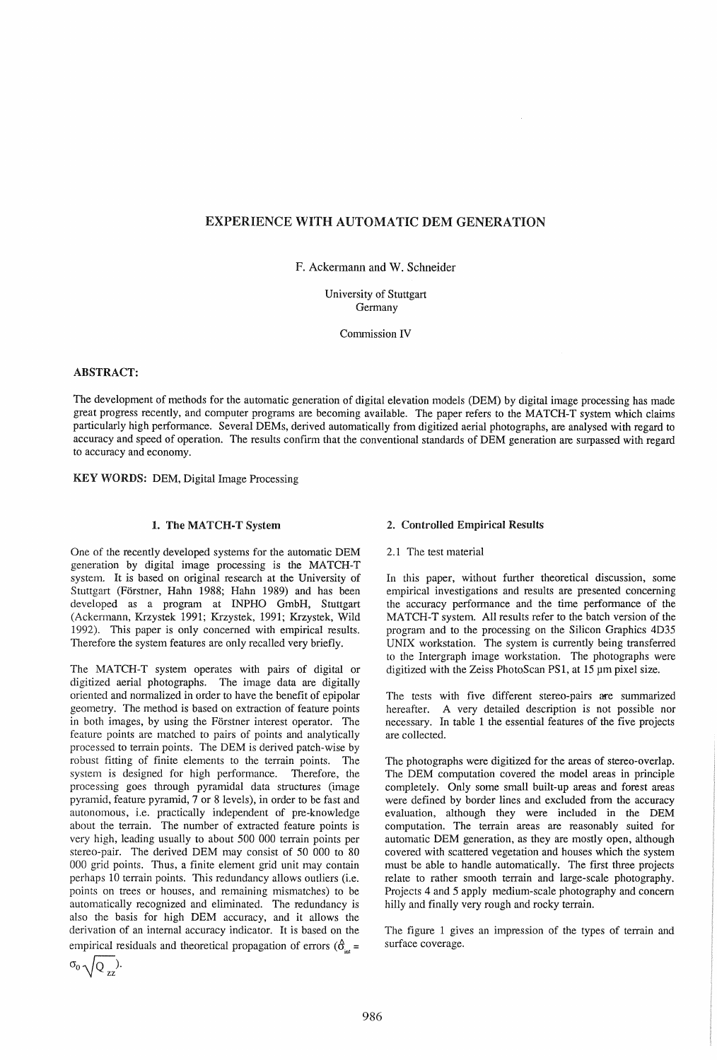# EXPERIENCE WITH AUTOMATIC DEM GENERATION

F. Ackermann and W. Schneider

University of Stuttgart
Germany

Commission IV

**ABSTRACT:**

The development of methods for the automatic generation of digital elevation models (DEM) by digital image processing has made great progress recently, and computer programs are becoming available. The paper refers to the MATCH-T system which claims particularly high performance. Several DEMs, derived automatically from digitized aerial photographs, are analysed with regard to accuracy and speed of operation. The results confirm that the conventional standards of DEM generation are surpassed with regard to accuracy and economy.

**KEY WORDS:** DEM, Digital Image Processing

## 1. The MATCH-T System

One of the recently developed systems for the automatic DEM generation by digital image processing is the MATCH-T system. It is based on original research at the University of Stuttgart (Förstner, Hahn 1988; Hahn 1989) and has been developed as a program at INPHO GmbH, Stuttgart (Ackermann, Krzystek 1991; Krzystek, 1991; Krzystek, Wild 1992). This paper is only concerned with empirical results. Therefore the system features are only recalled very briefly.

The MATCH-T system operates with pairs of digital or digitized aerial photographs. The image data are digitally oriented and normalized in order to have the benefit of epipolar geometry. The method is based on extraction of feature points in both images, by using the Förstner interest operator. The feature points are matched to pairs of points and analytically processed to terrain points. The DEM is derived patch-wise by robust fitting of finite elements to the terrain points. The system is designed for high performance. Therefore, the processing goes through pyramidal data structures (image pyramid, feature pyramid, 7 or 8 levels), in order to be fast and autonomous, i.e. practically independent of pre-knowledge about the terrain. The number of extracted feature points is very high, leading usually to about 500 000 terrain points per stereo-pair. The derived DEM may consist of 50 000 to 80 000 grid points. Thus, a finite element grid unit may contain perhaps 10 terrain points. This redundancy allows outliers (i.e. points on trees or houses, and remaining mismatches) to be automatically recognized and eliminated. The redundancy is also the basis for high DEM accuracy, and it allows the derivation of an internal accuracy indicator. It is based on the empirical residuals and theoretical propagation of errors ($\hat{\sigma}_{int} = \sigma_0 \sqrt{Q_{zz}}$).

## 2. Controlled Empirical Results

### 2.1 The test material

In this paper, without further theoretical discussion, some empirical investigations and results are presented concerning the accuracy performance and the time performance of the MATCH-T system. All results refer to the batch version of the program and to the processing on the Silicon Graphics 4D35 UNIX workstation. The system is currently being transferred to the Intergraph image workstation. The photographs were digitized with the Zeiss PhotoScan PS1, at 15 μm pixel size.

The tests with five different stereo-pairs are summarized hereafter. A very detailed description is not possible nor necessary. In table 1 the essential features of the five projects are collected.

The photographs were digitized for the areas of stereo-overlap. The DEM computation covered the model areas in principle completely. Only some small built-up areas and forest areas were defined by border lines and excluded from the accuracy evaluation, although they were included in the DEM computation. The terrain areas are reasonably suited for automatic DEM generation, as they are mostly open, although covered with scattered vegetation and houses which the system must be able to handle automatically. The first three projects relate to rather smooth terrain and large-scale photography. Projects 4 and 5 apply medium-scale photography and concern hilly and finally very rough and rocky terrain.

The figure 1 gives an impression of the types of terrain and surface coverage.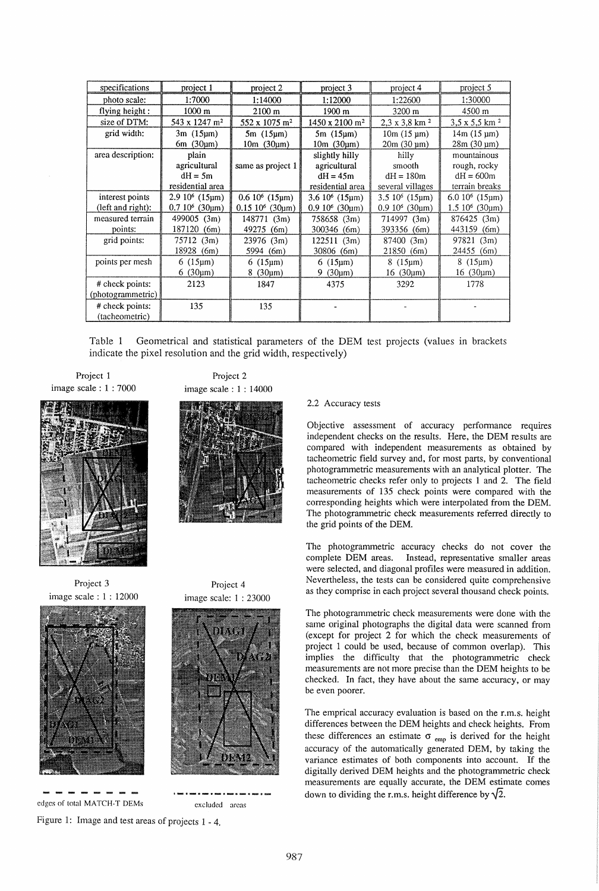| specifications | project 1 | project 2 | project 3 | project 4 | project 5 |
|---|---|---|---|---|---|
| photo scale: | 1:7000 | 1:14000 | 1:12000 | 1:22600 | 1:30000 |
| flying height : | 1000 m | 2100 m | 1900 m | 3200 m | 4500 m |
| size of DTM: | 543 x 1247 m² | 552 x 1075 m² | 1450 x 2100 m² | 2,3 x 3,8 km ² | 3,5 x 5,5 km ² |
| grid width: | 3m (15μm) 6m (30μm) | 5m (15μm) 10m (30μm) | 5m (15μm) 10m (30μm) | 10m (15 μm) 20m (30 μm) | 14m (15 μm) 28m (30 μm) |
| area description: | plain agricultural dH = 5m residential area | same as project 1 | slightly hilly agricultural dH = 45m residential area | hilly smooth dH = 180m several villages | mountainous rough, rocky dH = 600m terrain breaks |
| interest points (left and right): | 2.9 10⁶ (15μm) 0.7 10⁶ (30μm) | 0.6 10⁶ (15μm) 0.15 10⁶ (30μm) | 3.6 10⁶ (15μm) 0.9 10⁶ (30μm) | 3.5 10⁶ (15μm) 0.9 10⁶ (30μm) | 6.0 10⁶ (15μm) 1.5 10⁶ (30μm) |
| measured terrain points: | 499005 (3m) 187120 (6m) | 148771 (3m) 49275 (6m) | 758658 (3m) 300346 (6m) | 714997 (3m) 393356 (6m) | 876425 (3m) 443159 (6m) |
| grid points: | 75712 (3m) 18928 (6m) | 23976 (3m) 5994 (6m) | 122511 (3m) 30806 (6m) | 87400 (3m) 21850 (6m) | 97821 (3m) 24455 (6m) |
| points per mesh | 6 (15μm) 6 (30μm) | 6 (15μm) 8 (30μm) | 6 (15μm) 9 (30μm) | 8 (15μm) 16 (30μm) | 8 (15μm) 16 (30μm) |
| # check points: (photogrammetric) | 2123 | 1847 | 4375 | 3292 | 1778 |
| # check points: (tacheometric) | 135 | 135 | - | - | - |

Table 1 Geometrical and statistical parameters of the DEM test projects (values in brackets indicate the pixel resolution and the grid width, respectively)

Project 1 image scale : 1 : 7000

Project 2 image scale : 1 : 14000

Project 3 image scale : 1 : 12000

Project 4 image scale: 1 : 23000

edges of total MATCH-T DEMs — excluded areas

Figure 1: Image and test areas of projects 1 - 4.

### 2.2 Accuracy tests

Objective assessment of accuracy performance requires independent checks on the results. Here, the DEM results are compared with independent measurements as obtained by tacheometric field survey and, for most parts, by conventional photogrammetric measurements with an analytical plotter. The tacheometric checks refer only to projects 1 and 2. The field measurements of 135 check points were compared with the corresponding heights which were interpolated from the DEM. The photogrammetric check measurements referred directly to the grid points of the DEM.

The photogrammetric accuracy checks do not cover the complete DEM areas. Instead, representative smaller areas were selected, and diagonal profiles were measured in addition. Nevertheless, the tests can be considered quite comprehensive as they comprise in each project several thousand check points.

The photogrammetric check measurements were done with the same original photographs the digital data were scanned from (except for project 2 for which the check measurements of project 1 could be used, because of common overlap). This implies the difficulty that the photogrammetric check measurements are not more precise than the DEM heights to be checked. In fact, they have about the same accuracy, or may be even poorer.

The emprical accuracy evaluation is based on the r.m.s. height differences between the DEM heights and check heights. From these differences an estimate $\sigma_{emp}$ is derived for the height accuracy of the automatically generated DEM, by taking the variance estimates of both components into account. If the digitally derived DEM heights and the photogrammetric check measurements are equally accurate, the DEM estimate comes down to dividing the r.m.s. height difference by $\sqrt{2}$.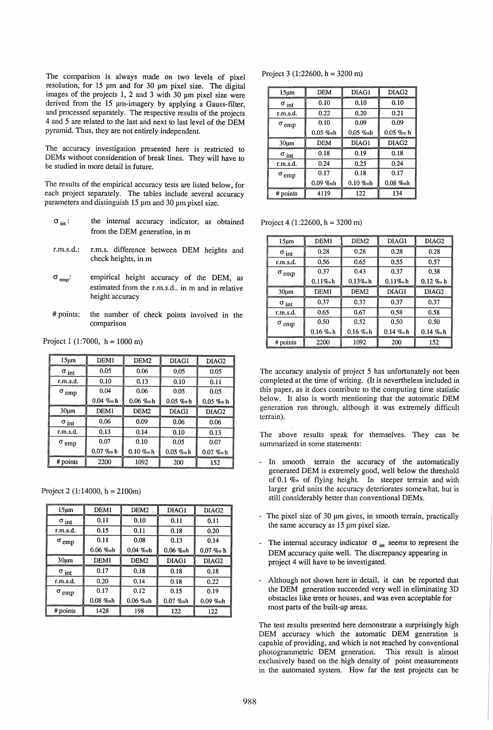The comparison is always made on two levels of pixel resolution, for 15 µm and for 30 µm pixel size. The digital images of the projects 1, 2 and 3 with 30 µm pixel size were derived from the 15 µm-imagery by applying a Gauss-filter, and processed separately. The respective results of the projects 4 and 5 are related to the last and next to last level of the DEM pyramid. Thus, they are not entirely independent.

The accuracy investigation presented here is restricted to DEMs without consideration of break lines. They will have to be studied in more detail in future.

The results of the empirical accuracy tests are listed below, for each project separately. The tables include several accuracy parameters and distinguish 15 µm and 30 µm pixel size.

- $\sigma_{int}$: the internal accuracy indicator, as obtained from the DEM generation, in m
- r.m.s.d.: r.m.s. difference between DEM heights and check heights, in m
- $\sigma_{emp}$: empirical height accuracy of the DEM, as estimated from the r.m.s.d.. in m and in relative height accuracy
- # points: the number of check points involved in the comparison

Project 1 (1:7000, h = 1000 m)

| 15µm | DEM1 | DEM2 | DIAG1 | DIAG2 |
|---|---|---|---|---|
| $\sigma_{int}$ | 0.05 | 0.06 | 0.05 | 0.05 |
| r.m.s.d. | 0.10 | 0.13 | 0.10 | 0.11 |
| $\sigma_{emp}$ | 0.04<br>0.04 ‰ h | 0.06<br>0.06 ‰h | 0.05<br>0.05 ‰h | 0.05<br>0.05 ‰ h |
| 30µm | DEM1 | DEM2 | DIAG1 | DIAG2 |
| $\sigma_{int}$ | 0.06 | 0.09 | 0.06 | 0.06 |
| r.m.s.d. | 0.13 | 0.14 | 0.10 | 0.13 |
| $\sigma_{emp}$ | 0.07<br>0.07 ‰ h | 0.10<br>0.10 ‰ h | 0.05<br>0.05 ‰h | 0.07<br>0.07 ‰h |
| # points | 2200 | 1092 | 200 | 152 |

Project 2 (1:14000, h = 2100m)

| 15µm | DEM1 | DEM2 | DIAG1 | DIAG2 |
|---|---|---|---|---|
| $\sigma_{int}$ | 0.11 | 0.10 | 0.11 | 0.11 |
| r.m.s.d. | 0.15 | 0.11 | 0.18 | 0.20 |
| $\sigma_{emp}$ | 0.11<br>0.06 ‰h | 0.08<br>0.04 ‰h | 0.13<br>0.06 ‰h | 0.14<br>0.07 ‰ h |
| 30µm | DEM1 | DEM2 | DIAG1 | DIAG2 |
| $\sigma_{int}$ | 0.17 | 0.18 | 0.18 | 0.18 |
| r.m.s.d. | 0.20 | 0.14 | 0.18 | 0.22 |
| $\sigma_{emp}$ | 0.17<br>0.08 ‰h | 0.12<br>0.06 ‰h | 0.15<br>0.07 ‰h | 0.19<br>0.09 ‰h |
| # points | 1428 | 198 | 122 | 122 |

Project 3 (1:22600, h = 3200 m)

| 15µm | DEM | DIAG1 | DIAG2 |
|---|---|---|---|
| $\sigma_{int}$ | 0.10 | 0.10 | 0.10 |
| r.m.s.d. | 0.22 | 0.20 | 0.21 |
| $\sigma_{emp}$ | 0.10<br>0.05 ‰h | 0.09<br>0.05 ‰h | 0.09<br>0.05 ‰ h |
| 30µm | DEM | DIAG1 | DIAG2 |
| $\sigma_{int}$ | 0.18 | 0.19 | 0.18 |
| r.m.s.d. | 0.24 | 0.25 | 0.24 |
| $\sigma_{emp}$ | 0.17<br>0.09 ‰h | 0.18<br>0.10 ‰h | 0.17<br>0.08 ‰h |
| # points | 4119 | 122 | 134 |

Project 4 (1:22600, h = 3200 m)

| 15µm | DEM1 | DEM2 | DIAG1 | DIAG2 |
|---|---|---|---|---|
| $\sigma_{int}$ | 0.28 | 0.28 | 0.28 | 0.28 |
| r.m.s.d. | 0.56 | 0.65 | 0.55 | 0.57 |
| $\sigma_{emp}$ | 0.37<br>0.11‰h | 0.43<br>0.13‰h | 0.37<br>0.11‰h | 0.38<br>0.12 ‰ h |
| 30µm | DEM1 | DEM2 | DIAG1 | DIAG2 |
| $\sigma_{int}$ | 0.37 | 0.37 | 0.37 | 0.37 |
| r.m.s.d. | 0.65 | 0.67 | 0.58 | 0.58 |
| $\sigma_{emp}$ | 0.50<br>0.16 ‰h | 0.52<br>0.16 ‰h | 0.50<br>0.14 ‰h | 0.50<br>0.14 ‰h |
| # points | 2200 | 1092 | 200 | 152 |

The accuracy analysis of project 5 has unfortunately not been completed at the time of writing. (It is nevertheless included in this paper, as it does contribute to the computing time statistic below. It also is worth mentioning that the automatic DEM generation run through, although it was extremely difficult terrain).

The above results speak for themselves. They can be summarized in some statements:

- In smooth terrain the accuracy of the automatically generated DEM is extremely good, well below the threshold of 0.1 ‰ of flying height. In steeper terrain and with larger grid units the accuracy deteriorates somewhat, but is still considerably better than conventional DEMs.
- The pixel size of 30 µm gives, in smooth terrain, practically the same accuracy as 15 µm pixel size.
- The internal accuracy indicator $\sigma_{int}$ seems to represent the DEM accuracy quite well. The discrepancy appearing in project 4 will have to be investigated.
- Although not shown here in detail, it can be reported that the DEM generation succeeded very well in eliminating 3D obstacles like trees or houses, and was even acceptable for most parts of the built-up areas.

The test results presented here demonstrate a surprisingly high DEM accuracy which the automatic DEM generation is capable of providing, and which is not reached by conventional photogrammetric DEM generation. This result is almost exclusively based on the high density of point measurements in the automated system. How far the test projects can be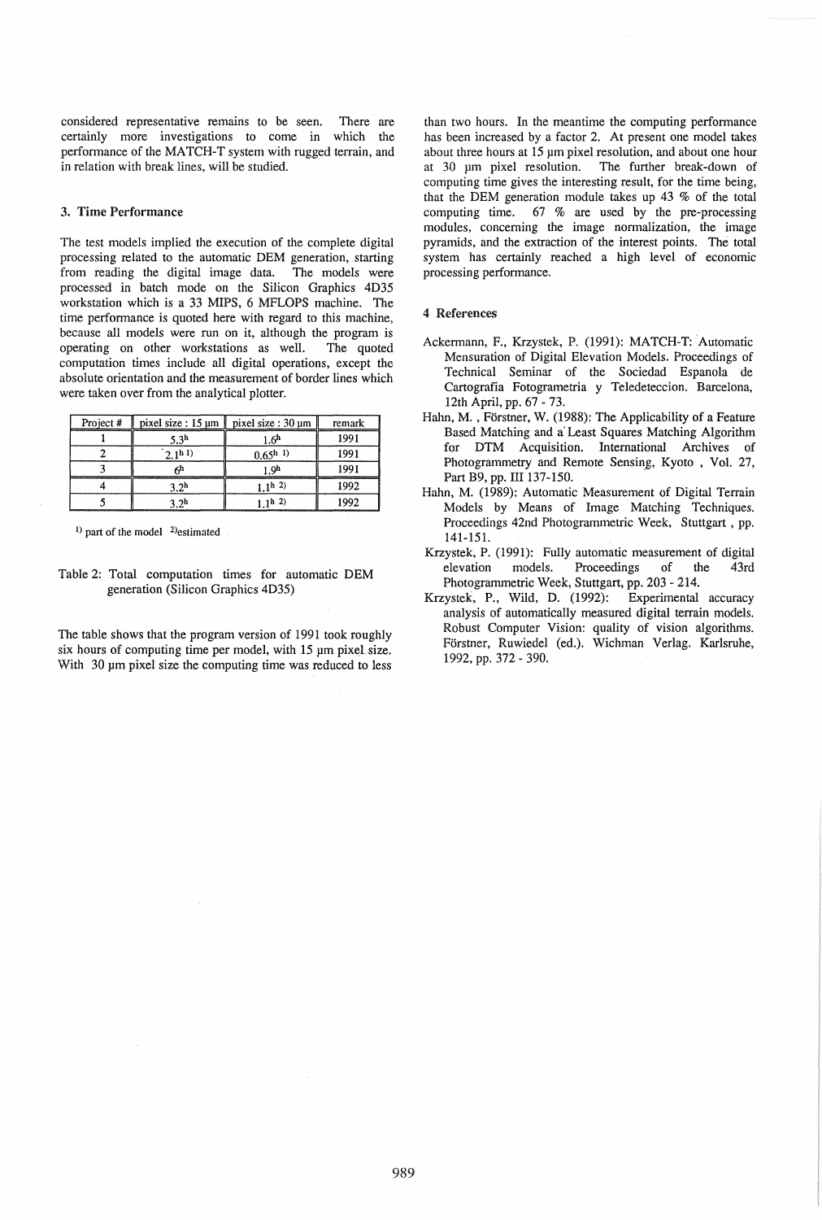considered representative remains to be seen. There are certainly more investigations to come in which the performance of the MATCH-T system with rugged terrain, and in relation with break lines, will be studied.

## 3. Time Performance

The test models implied the execution of the complete digital processing related to the automatic DEM generation, starting from reading the digital image data. The models were processed in batch mode on the Silicon Graphics 4D35 workstation which is a 33 MIPS, 6 MFLOPS machine. The time performance is quoted here with regard to this machine, because all models were run on it, although the program is operating on other workstations as well. The quoted computation times include all digital operations, except the absolute orientation and the measurement of border lines which were taken over from the analytical plotter.

| Project # | pixel size : 15 µm | pixel size : 30 µm | remark |
|---|---|---|---|
| 1 | $5.3^h$ | $1.6^h$ | 1991 |
| 2 | $2.1^h$ [1] | $0.65^h$ [1] | 1991 |
| 3 | $6^h$ | $1.9^h$ | 1991 |
| 4 | $3.2^h$ | $1.1^h$ [2] | 1992 |
| 5 | $3.2^h$ | $1.1^h$ [2] | 1992 |

[1] part of the model [2] estimated

Table 2: Total computation times for automatic DEM generation (Silicon Graphics 4D35)

The table shows that the program version of 1991 took roughly six hours of computing time per model, with 15 µm pixel size. With 30 µm pixel size the computing time was reduced to less than two hours. In the meantime the computing performance has been increased by a factor 2. At present one model takes about three hours at 15 µm pixel resolution, and about one hour at 30 µm pixel resolution. The further break-down of computing time gives the interesting result, for the time being, that the DEM generation module takes up 43 % of the total computing time. 67 % are used by the pre-processing modules, concerning the image normalization, the image pyramids, and the extraction of the interest points. The total system has certainly reached a high level of economic processing performance.

## 4 References

Ackermann, F., Krzystek, P. (1991): MATCH-T: Automatic Mensuration of Digital Elevation Models. Proceedings of Technical Seminar of the Sociedad Espanola de Cartografia Fotogrametria y Teledeteccion. Barcelona, 12th April, pp. 67 - 73.

Hahn, M. , Förstner, W. (1988): The Applicability of a Feature Based Matching and a Least Squares Matching Algorithm for DTM Acquisition. International Archives of Photogrammetry and Remote Sensing, Kyoto , Vol. 27, Part B9, pp. III 137-150.

Hahn, M. (1989): Automatic Measurement of Digital Terrain Models by Means of Image Matching Techniques. Proceedings 42nd Photogrammetric Week, Stuttgart , pp. 141-151.

Krzystek, P. (1991): Fully automatic measurement of digital elevation models. Proceedings of the 43rd Photogrammetric Week, Stuttgart, pp. 203 - 214.

Krzystek, P., Wild, D. (1992): Experimental accuracy analysis of automatically measured digital terrain models. Robust Computer Vision: quality of vision algorithms. Förstner, Ruwiedel (ed.). Wichman Verlag. Karlsruhe, 1992, pp. 372 - 390.